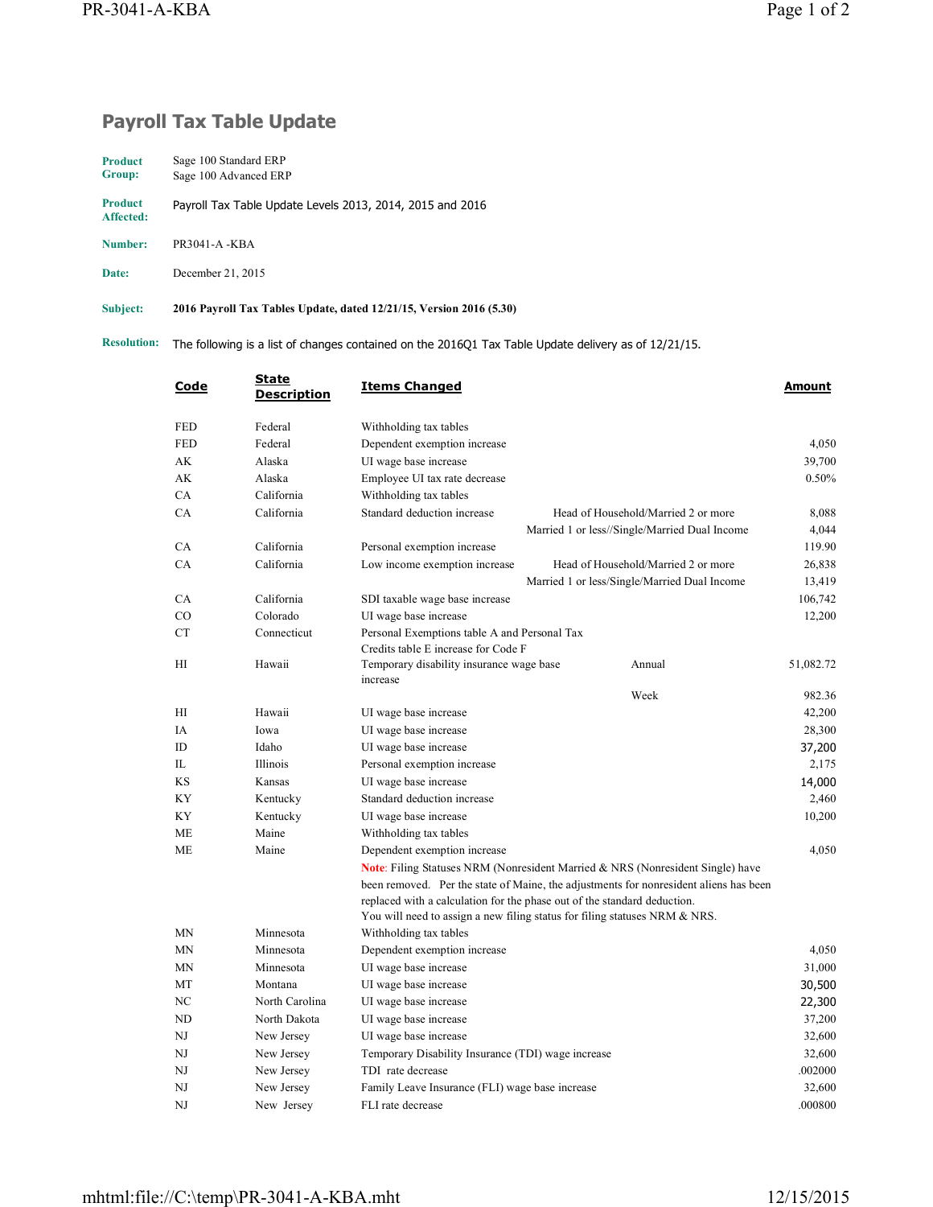# Payroll Tax Table Update

**Product Group:** Sage 100 Standard ERP
Sage 100 Advanced ERP

**Product Affected:** Payroll Tax Table Update Levels 2013, 2014, 2015 and 2016

**Number:** PR3041-A -KBA

**Date:** December 21, 2015

**Subject:** **2016 Payroll Tax Tables Update, dated 12/21/15, Version 2016 (5.30)**

**Resolution:** The following is a list of changes contained on the 2016Q1 Tax Table Update delivery as of 12/21/15.

| Code | State Description | Items Changed | | Amount |
|---|---|---|---|---|
| FED | Federal | Withholding tax tables | | |
| FED | Federal | Dependent exemption increase | | 4,050 |
| AK | Alaska | UI wage base increase | | 39,700 |
| AK | Alaska | Employee UI tax rate decrease | | 0.50% |
| CA | California | Withholding tax tables | | |
| CA | California | Standard deduction increase | Head of Household/Married 2 or more | 8,088 |
| | | | Married 1 or less//Single/Married Dual Income | 4,044 |
| CA | California | Personal exemption increase | | 119.90 |
| CA | California | Low income exemption increase | Head of Household/Married 2 or more | 26,838 |
| | | | Married 1 or less/Single/Married Dual Income | 13,419 |
| CA | California | SDI taxable wage base increase | | 106,742 |
| CO | Colorado | UI wage base increase | | 12,200 |
| CT | Connecticut | Personal Exemptions table A and Personal Tax Credits table E increase for Code F | | |
| HI | Hawaii | Temporary disability insurance wage base increase | Annual | 51,082.72 |
| | | | Week | 982.36 |
| HI | Hawaii | UI wage base increase | | 42,200 |
| IA | Iowa | UI wage base increase | | 28,300 |
| ID | Idaho | UI wage base increase | | 37,200 |
| IL | Illinois | Personal exemption increase | | 2,175 |
| KS | Kansas | UI wage base increase | | 14,000 |
| KY | Kentucky | Standard deduction increase | | 2,460 |
| KY | Kentucky | UI wage base increase | | 10,200 |
| ME | Maine | Withholding tax tables | | |
| ME | Maine | Dependent exemption increase | | 4,050 |
| | | Note: Filing Statuses NRM (Nonresident Married & NRS (Nonresident Single) have been removed. Per the state of Maine, the adjustments for nonresident aliens has been replaced with a calculation for the phase out of the standard deduction. You will need to assign a new filing status for filing statuses NRM & NRS. | | |
| MN | Minnesota | Withholding tax tables | | |
| MN | Minnesota | Dependent exemption increase | | 4,050 |
| MN | Minnesota | UI wage base increase | | 31,000 |
| MT | Montana | UI wage base increase | | 30,500 |
| NC | North Carolina | UI wage base increase | | 22,300 |
| ND | North Dakota | UI wage base increase | | 37,200 |
| NJ | New Jersey | UI wage base increase | | 32,600 |
| NJ | New Jersey | Temporary Disability Insurance (TDI) wage increase | | 32,600 |
| NJ | New Jersey | TDI rate decrease | | .002000 |
| NJ | New Jersey | Family Leave Insurance (FLI) wage base increase | | 32,600 |
| NJ | New Jersey | FLI rate decrease | | .000800 |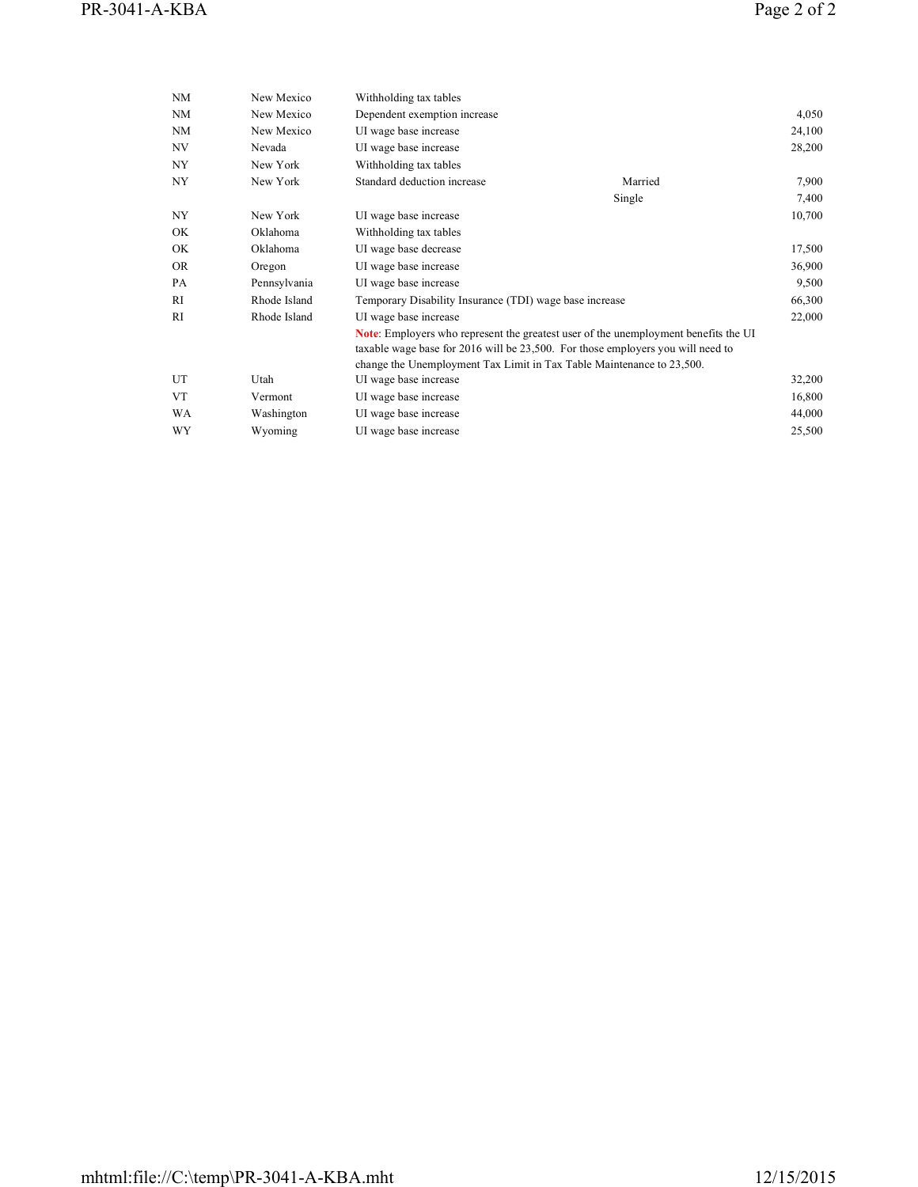| | | | | |
|---|---|---|---|---|
| NM | New Mexico | Withholding tax tables | | |
| NM | New Mexico | Dependent exemption increase | | 4,050 |
| NM | New Mexico | UI wage base increase | | 24,100 |
| NV | Nevada | UI wage base increase | | 28,200 |
| NY | New York | Withholding tax tables | | |
| NY | New York | Standard deduction increase | Married | 7,900 |
| | | | Single | 7,400 |
| NY | New York | UI wage base increase | | 10,700 |
| OK | Oklahoma | Withholding tax tables | | |
| OK | Oklahoma | UI wage base decrease | | 17,500 |
| OR | Oregon | UI wage base increase | | 36,900 |
| PA | Pennsylvania | UI wage base increase | | 9,500 |
| RI | Rhode Island | Temporary Disability Insurance (TDI) wage base increase | | 66,300 |
| RI | Rhode Island | UI wage base increase | | 22,000 |
| | | **Note**: Employers who represent the greatest user of the unemployment benefits the UI taxable wage base for 2016 will be 23,500. For those employers you will need to change the Unemployment Tax Limit in Tax Table Maintenance to 23,500. | | |
| UT | Utah | UI wage base increase | | 32,200 |
| VT | Vermont | UI wage base increase | | 16,800 |
| WA | Washington | UI wage base increase | | 44,000 |
| WY | Wyoming | UI wage base increase | | 25,500 |